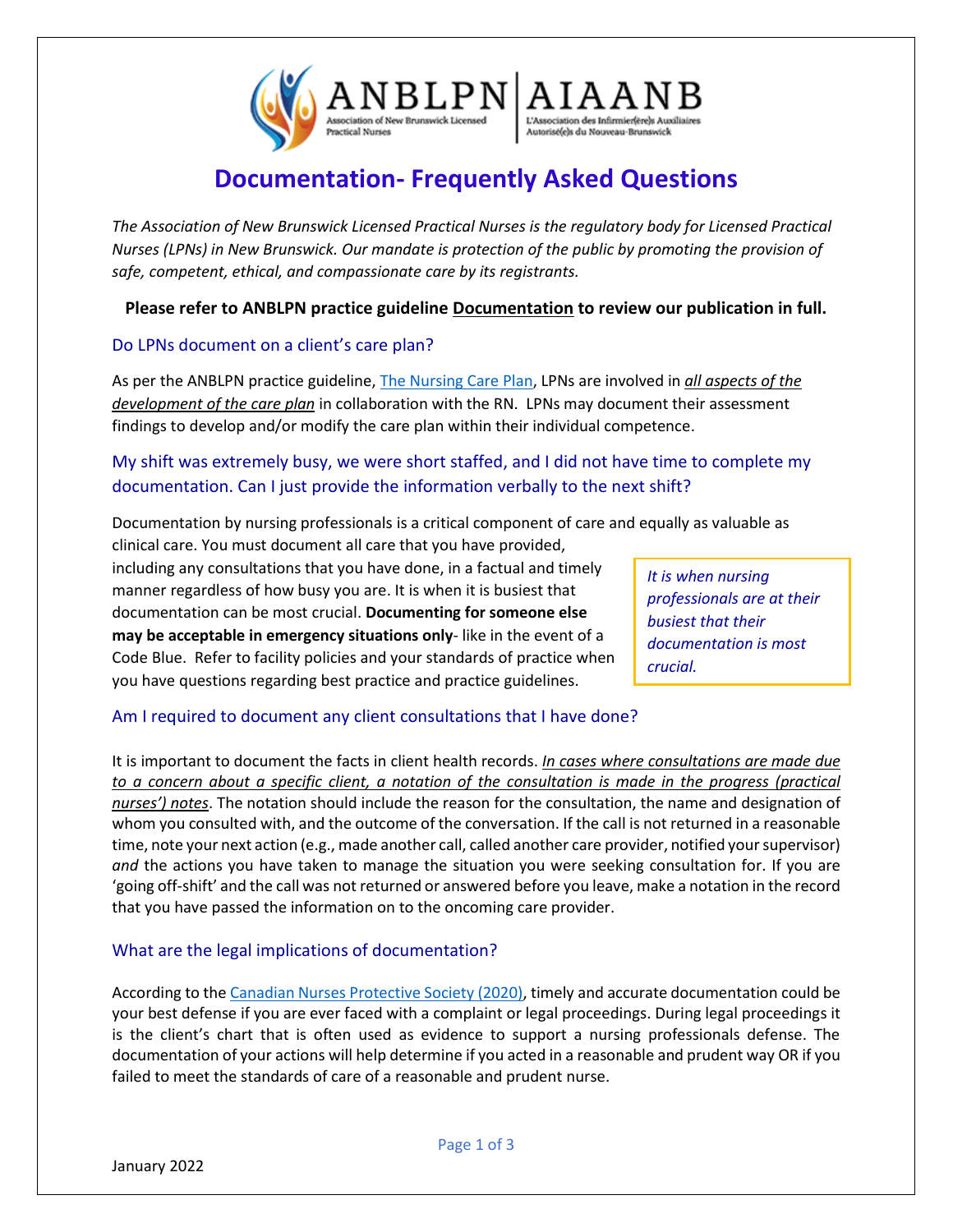# Documentation- Frequently Asked Questions

*The Association of New Brunswick Licensed Practical Nurses is the regulatory body for Licensed Practical Nurses (LPNs) in New Brunswick. Our mandate is protection of the public by promoting the provision of safe, competent, ethical, and compassionate care by its registrants.*

**Please refer to ANBLPN practice guideline Documentation to review our publication in full.**

## Do LPNs document on a client's care plan?

As per the ANBLPN practice guideline, The Nursing Care Plan, LPNs are involved in ***all aspects of the development of the care plan*** in collaboration with the RN. LPNs may document their assessment findings to develop and/or modify the care plan within their individual competence.

## My shift was extremely busy, we were short staffed, and I did not have time to complete my documentation. Can I just provide the information verbally to the next shift?

Documentation by nursing professionals is a critical component of care and equally as valuable as clinical care. You must document all care that you have provided, including any consultations that you have done, in a factual and timely manner regardless of how busy you are. It is when it is busiest that documentation can be most crucial. **Documenting for someone else may be acceptable in emergency situations only**- like in the event of a Code Blue. Refer to facility policies and your standards of practice when you have questions regarding best practice and practice guidelines.

> *It is when nursing professionals are at their busiest that their documentation is most crucial.*

## Am I required to document any client consultations that I have done?

It is important to document the facts in client health records. *In cases where consultations are made due to a concern about a specific client, a notation of the consultation is made in the progress (practical nurses') notes*. The notation should include the reason for the consultation, the name and designation of whom you consulted with, and the outcome of the conversation. If the call is not returned in a reasonable time, note your next action (e.g., made another call, called another care provider, notified your supervisor) *and* the actions you have taken to manage the situation you were seeking consultation for. If you are 'going off-shift' and the call was not returned or answered before you leave, make a notation in the record that you have passed the information on to the oncoming care provider.

## What are the legal implications of documentation?

According to the Canadian Nurses Protective Society (2020), timely and accurate documentation could be your best defense if you are ever faced with a complaint or legal proceedings. During legal proceedings it is the client's chart that is often used as evidence to support a nursing professionals defense. The documentation of your actions will help determine if you acted in a reasonable and prudent way OR if you failed to meet the standards of care of a reasonable and prudent nurse.

January 2022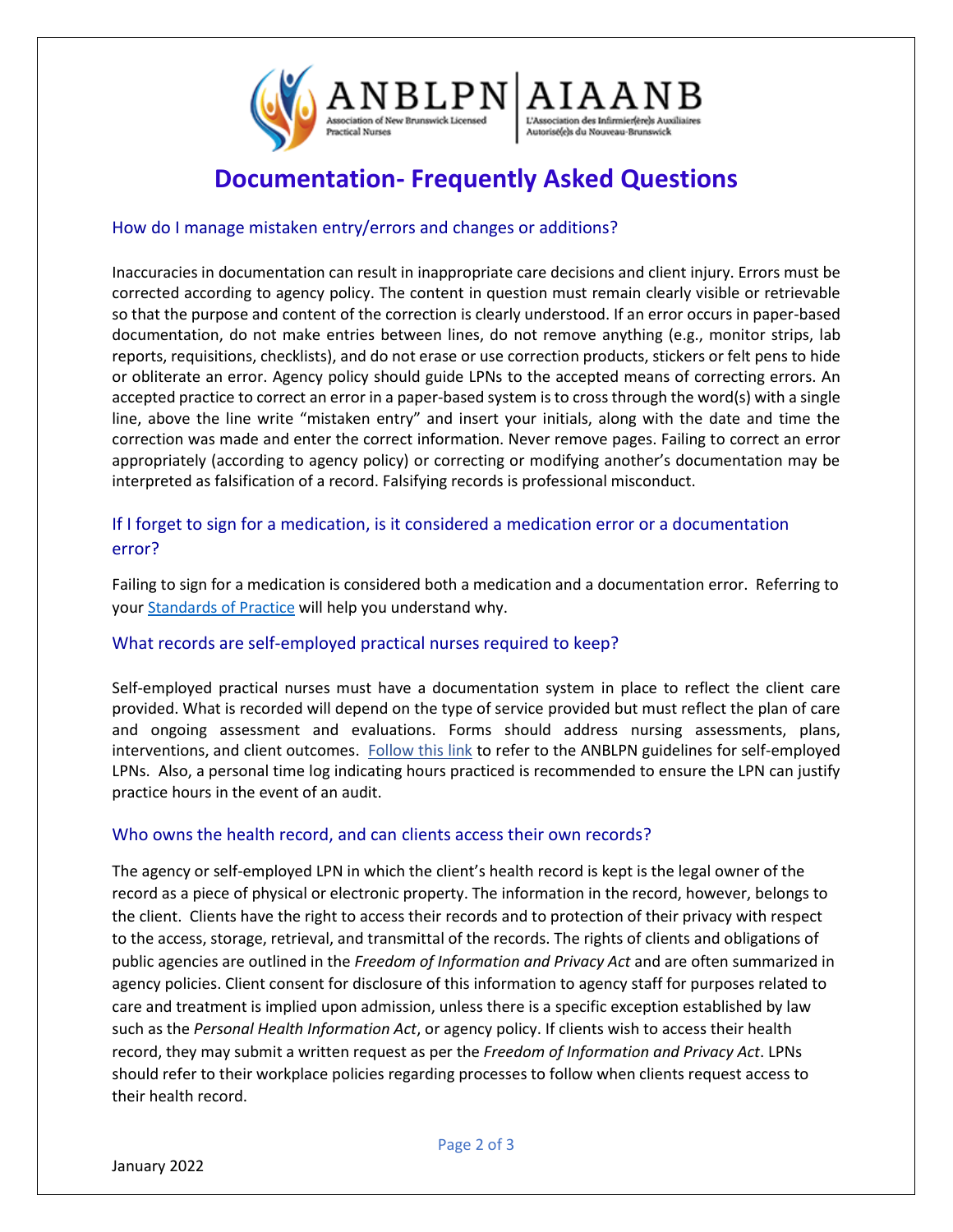# Documentation- Frequently Asked Questions

## How do I manage mistaken entry/errors and changes or additions?

Inaccuracies in documentation can result in inappropriate care decisions and client injury. Errors must be corrected according to agency policy. The content in question must remain clearly visible or retrievable so that the purpose and content of the correction is clearly understood. If an error occurs in paper-based documentation, do not make entries between lines, do not remove anything (e.g., monitor strips, lab reports, requisitions, checklists), and do not erase or use correction products, stickers or felt pens to hide or obliterate an error. Agency policy should guide LPNs to the accepted means of correcting errors. An accepted practice to correct an error in a paper-based system is to cross through the word(s) with a single line, above the line write "mistaken entry" and insert your initials, along with the date and time the correction was made and enter the correct information. Never remove pages. Failing to correct an error appropriately (according to agency policy) or correcting or modifying another's documentation may be interpreted as falsification of a record. Falsifying records is professional misconduct.

## If I forget to sign for a medication, is it considered a medication error or a documentation error?

Failing to sign for a medication is considered both a medication and a documentation error. Referring to your Standards of Practice will help you understand why.

## What records are self-employed practical nurses required to keep?

Self-employed practical nurses must have a documentation system in place to reflect the client care provided. What is recorded will depend on the type of service provided but must reflect the plan of care and ongoing assessment and evaluations. Forms should address nursing assessments, plans, interventions, and client outcomes. Follow this link to refer to the ANBLPN guidelines for self-employed LPNs. Also, a personal time log indicating hours practiced is recommended to ensure the LPN can justify practice hours in the event of an audit.

## Who owns the health record, and can clients access their own records?

The agency or self-employed LPN in which the client's health record is kept is the legal owner of the record as a piece of physical or electronic property. The information in the record, however, belongs to the client. Clients have the right to access their records and to protection of their privacy with respect to the access, storage, retrieval, and transmittal of the records. The rights of clients and obligations of public agencies are outlined in the *Freedom of Information and Privacy Act* and are often summarized in agency policies. Client consent for disclosure of this information to agency staff for purposes related to care and treatment is implied upon admission, unless there is a specific exception established by law such as the *Personal Health Information Act*, or agency policy. If clients wish to access their health record, they may submit a written request as per the *Freedom of Information and Privacy Act*. LPNs should refer to their workplace policies regarding processes to follow when clients request access to their health record.

January 2022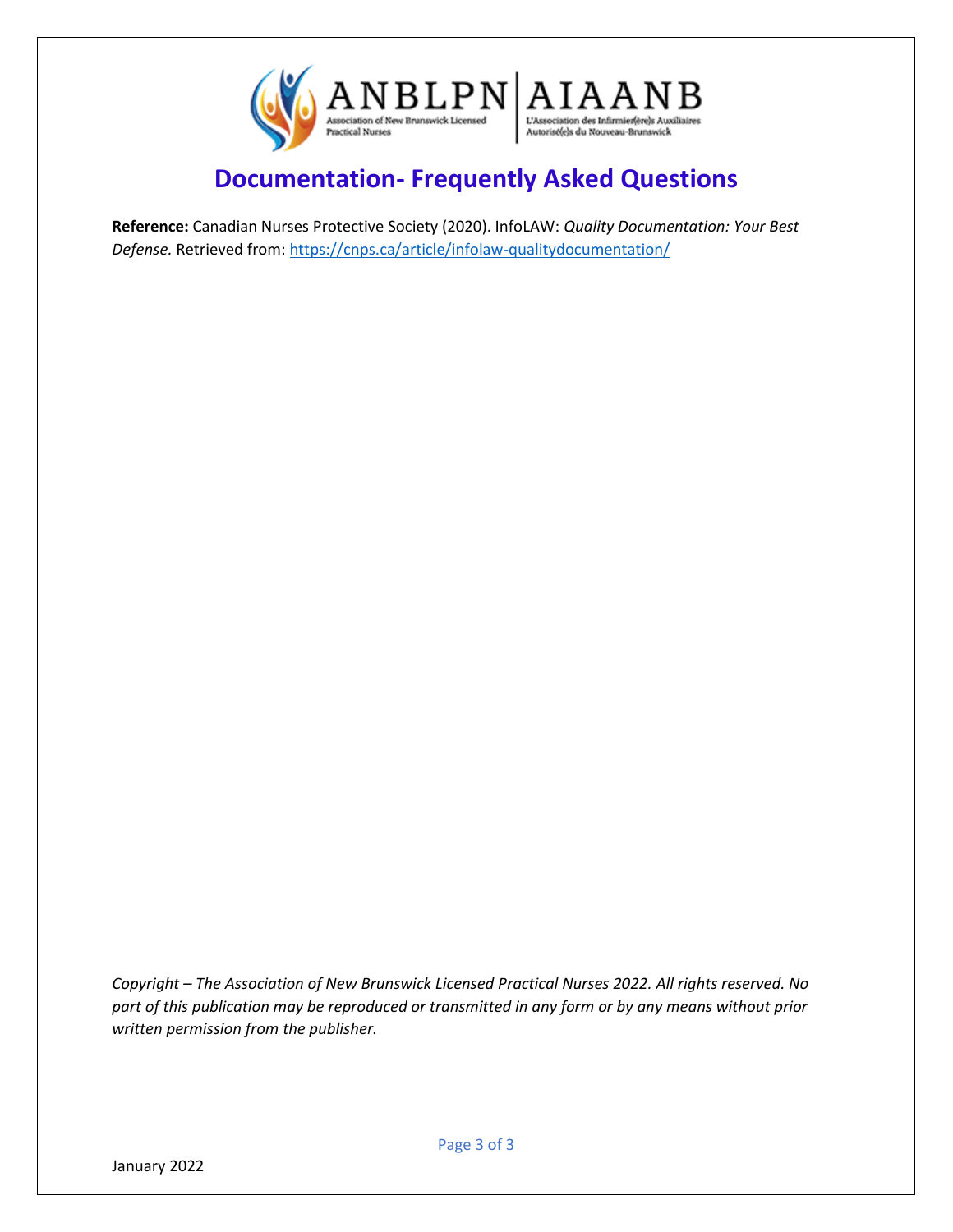ANBLPN | AIAANB

Association of New Brunswick Licensed Practical Nurses | L'Association des Infirmier(ère)s Auxiliaires Autorisé(e)s du Nouveau-Brunswick

# Documentation- Frequently Asked Questions

**Reference:** Canadian Nurses Protective Society (2020). InfoLAW: *Quality Documentation: Your Best Defense.* Retrieved from: https://cnps.ca/article/infolaw-qualitydocumentation/

*Copyright – The Association of New Brunswick Licensed Practical Nurses 2022. All rights reserved. No part of this publication may be reproduced or transmitted in any form or by any means without prior written permission from the publisher.*

January 2022